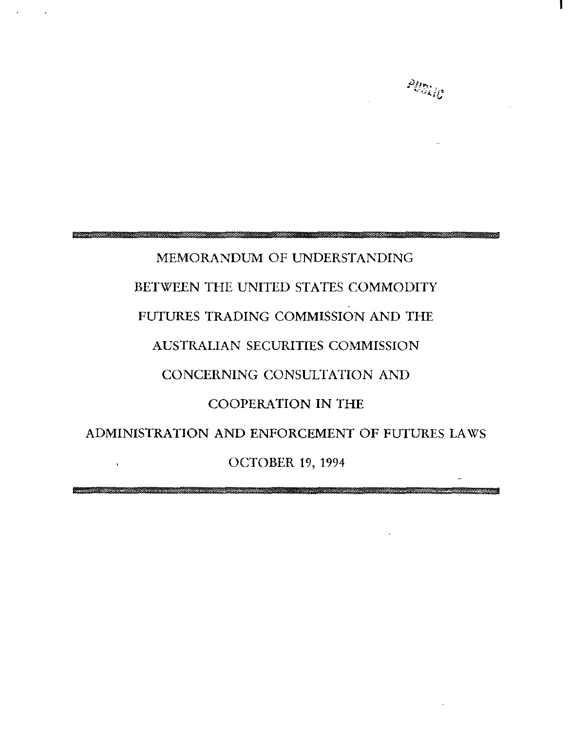PUBLIC

# MEMORANDUM OF UNDERSTANDING BETWEEN THE UNITED STATES COMMODITY FUTURES TRADING COMMISSION AND THE AUSTRALIAN SECURITIES COMMISSION CONCERNING CONSULTATION AND COOPERATION IN THE ADMINISTRATION AND ENFORCEMENT OF FUTURES LAWS

OCTOBER 19, 1994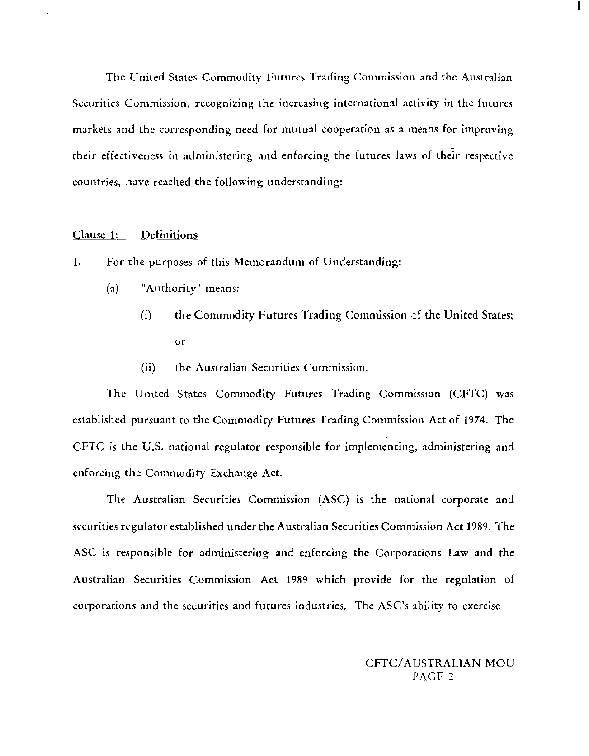The United States Commodity Futures Trading Commission and the Australian Securities Commission, recognizing the increasing international activity in the futures markets and the corresponding need for mutual cooperation as a means for improving their effectiveness in administering and enforcing the futures laws of their respective countries, have reached the following understanding:

## Clause 1: Definitions

1. For the purposes of this Memorandum of Understanding:

   (a) "Authority" means:

      (i) the Commodity Futures Trading Commission of the United States; or

      (ii) the Australian Securities Commission.

The United States Commodity Futures Trading Commission (CFTC) was established pursuant to the Commodity Futures Trading Commission Act of 1974. The CFTC is the U.S. national regulator responsible for implementing, administering and enforcing the Commodity Exchange Act.

The Australian Securities Commission (ASC) is the national corporate and securities regulator established under the Australian Securities Commission Act 1989. The ASC is responsible for administering and enforcing the Corporations Law and the Australian Securities Commission Act 1989 which provide for the regulation of corporations and the securities and futures industries. The ASC's ability to exercise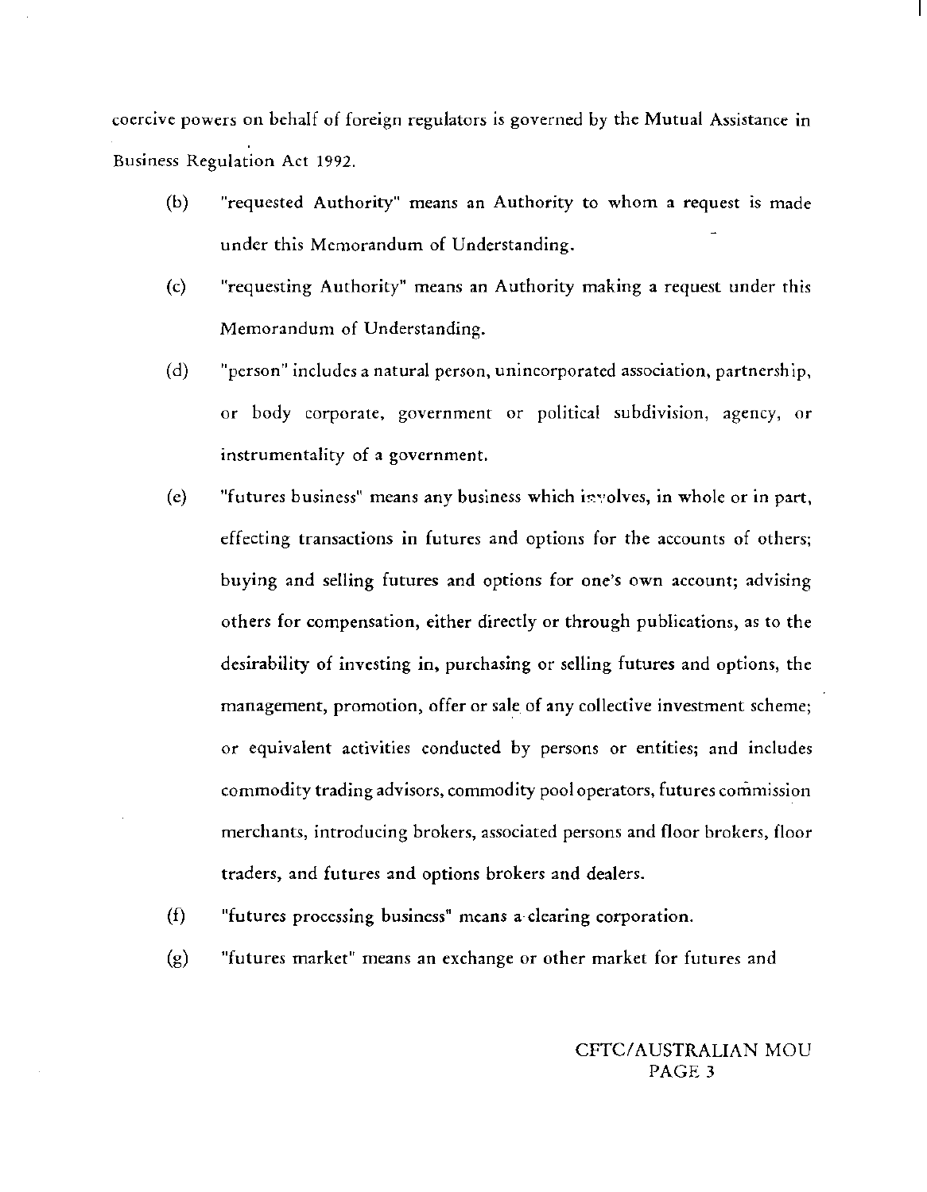coercive powers on behalf of foreign regulators is governed by the Mutual Assistance in Business Regulation Act 1992.

(b) "requested Authority" means an Authority to whom a request is made under this Memorandum of Understanding.

(c) "requesting Authority" means an Authority making a request under this Memorandum of Understanding.

(d) "person" includes a natural person, unincorporated association, partnership, or body corporate, government or political subdivision, agency, or instrumentality of a government.

(e) "futures business" means any business which involves, in whole or in part, effecting transactions in futures and options for the accounts of others; buying and selling futures and options for one's own account; advising others for compensation, either directly or through publications, as to the desirability of investing in, purchasing or selling futures and options, the management, promotion, offer or sale of any collective investment scheme; or equivalent activities conducted by persons or entities; and includes commodity trading advisors, commodity pool operators, futures commission merchants, introducing brokers, associated persons and floor brokers, floor traders, and futures and options brokers and dealers.

(f) "futures processing business" means a clearing corporation.

(g) "futures market" means an exchange or other market for futures and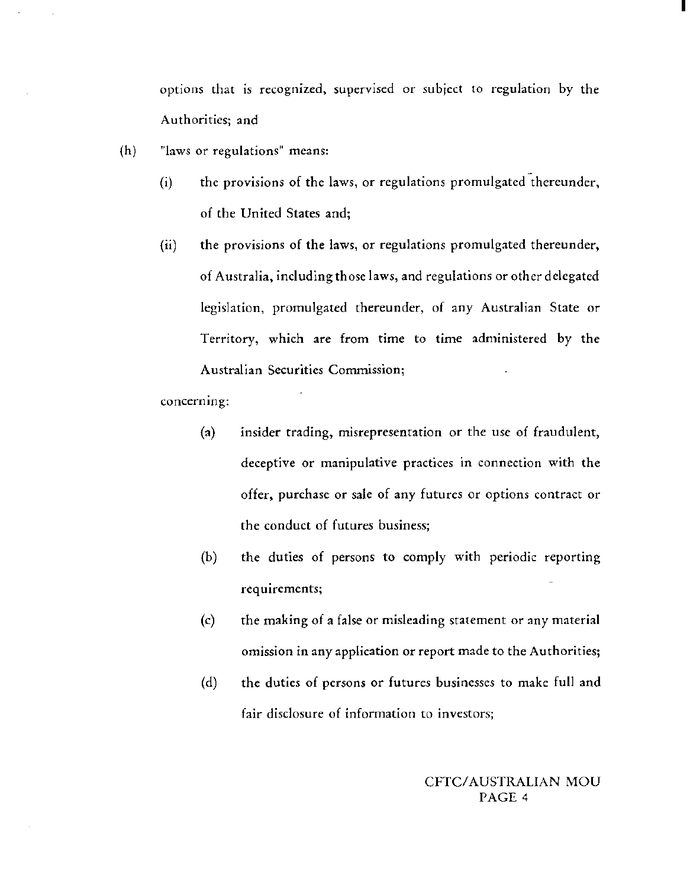options that is recognized, supervised or subject to regulation by the Authorities; and

(h) "laws or regulations" means:

   (i) the provisions of the laws, or regulations promulgated thereunder, of the United States and;

   (ii) the provisions of the laws, or regulations promulgated thereunder, of Australia, including those laws, and regulations or other delegated legislation, promulgated thereunder, of any Australian State or Territory, which are from time to time administered by the Australian Securities Commission;

concerning:

   (a) insider trading, misrepresentation or the use of fraudulent, deceptive or manipulative practices in connection with the offer, purchase or sale of any futures or options contract or the conduct of futures business;

   (b) the duties of persons to comply with periodic reporting requirements;

   (c) the making of a false or misleading statement or any material omission in any application or report made to the Authorities;

   (d) the duties of persons or futures businesses to make full and fair disclosure of information to investors;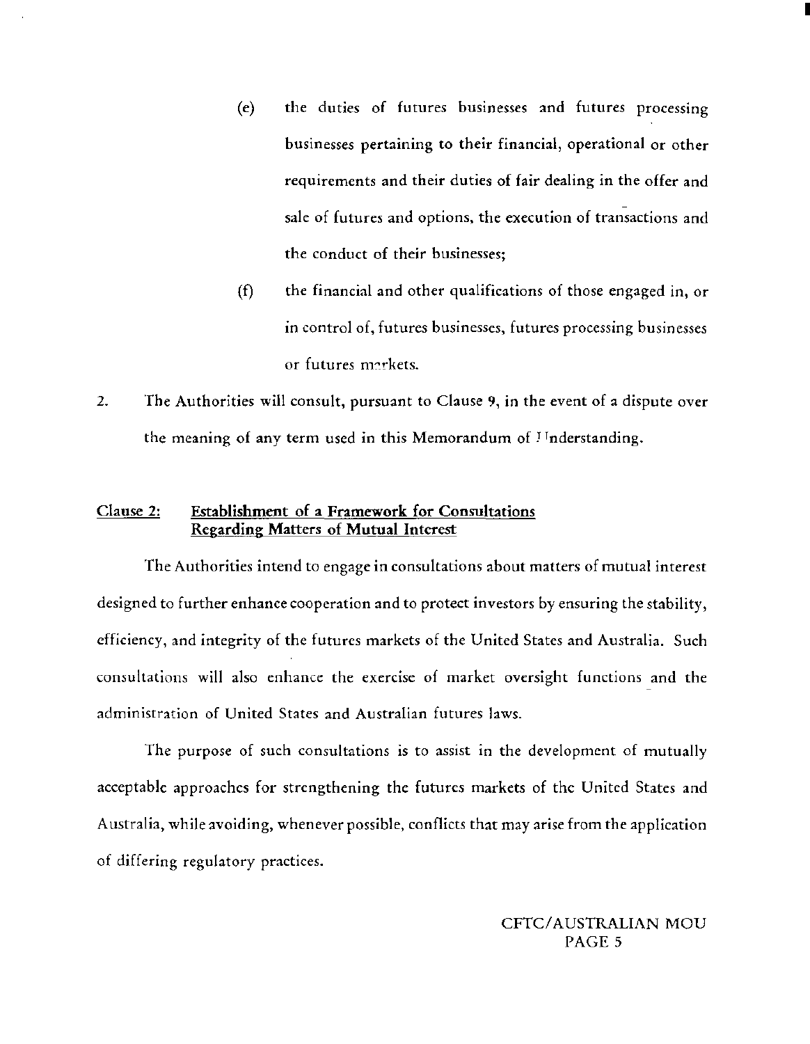(e) the duties of futures businesses and futures processing businesses pertaining to their financial, operational or other requirements and their duties of fair dealing in the offer and sale of futures and options, the execution of transactions and the conduct of their businesses;

(f) the financial and other qualifications of those engaged in, or in control of, futures businesses, futures processing businesses or futures markets.

2. The Authorities will consult, pursuant to Clause 9, in the event of a dispute over the meaning of any term used in this Memorandum of Understanding.

## Clause 2: Establishment of a Framework for Consultations Regarding Matters of Mutual Interest

The Authorities intend to engage in consultations about matters of mutual interest designed to further enhance cooperation and to protect investors by ensuring the stability, efficiency, and integrity of the futures markets of the United States and Australia. Such consultations will also enhance the exercise of market oversight functions and the administration of United States and Australian futures laws.

The purpose of such consultations is to assist in the development of mutually acceptable approaches for strengthening the futures markets of the United States and Australia, while avoiding, whenever possible, conflicts that may arise from the application of differing regulatory practices.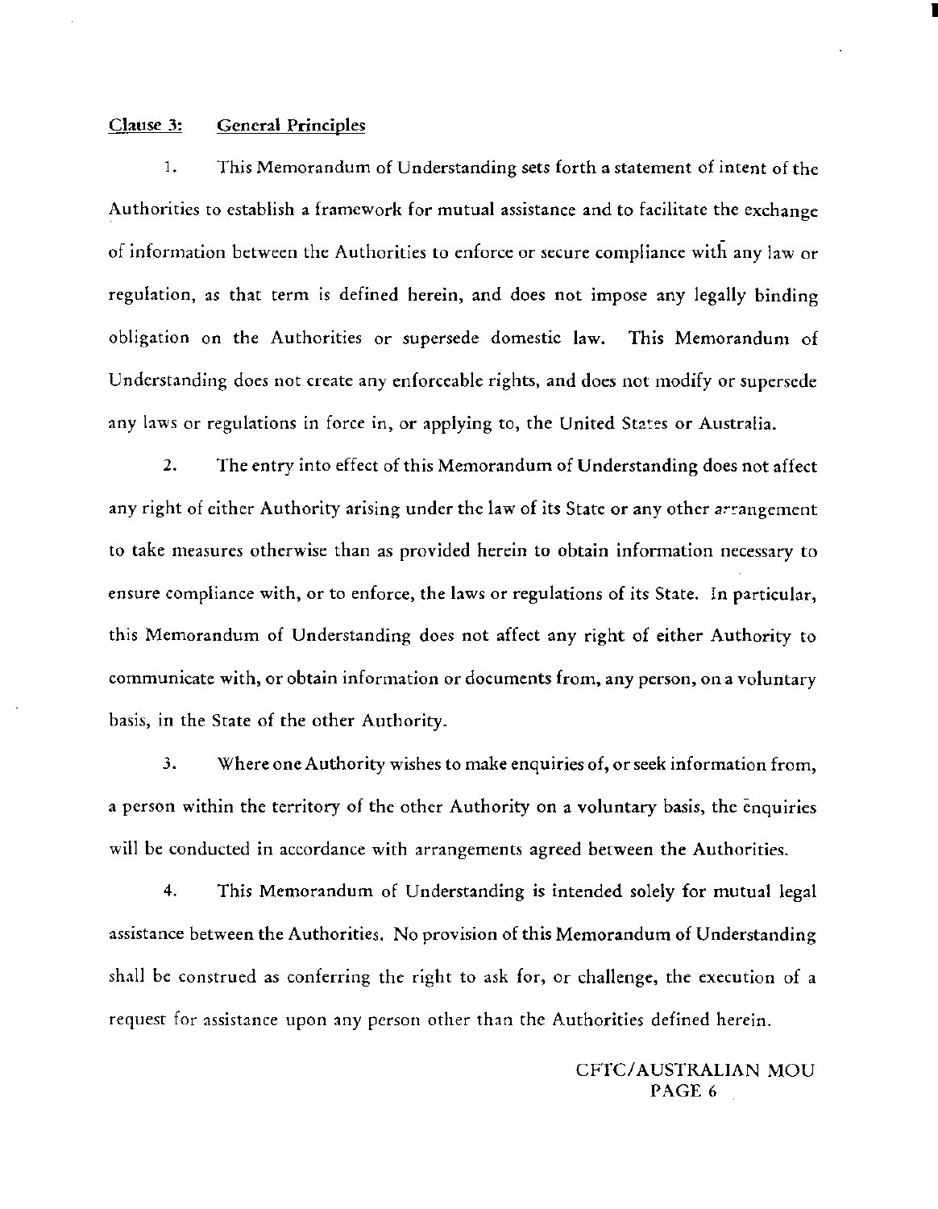## Clause 3: General Principles

1. This Memorandum of Understanding sets forth a statement of intent of the Authorities to establish a framework for mutual assistance and to facilitate the exchange of information between the Authorities to enforce or secure compliance with any law or regulation, as that term is defined herein, and does not impose any legally binding obligation on the Authorities or supersede domestic law. This Memorandum of Understanding does not create any enforceable rights, and does not modify or supersede any laws or regulations in force in, or applying to, the United States or Australia.

2. The entry into effect of this Memorandum of Understanding does not affect any right of either Authority arising under the law of its State or any other arrangement to take measures otherwise than as provided herein to obtain information necessary to ensure compliance with, or to enforce, the laws or regulations of its State. In particular, this Memorandum of Understanding does not affect any right of either Authority to communicate with, or obtain information or documents from, any person, on a voluntary basis, in the State of the other Authority.

3. Where one Authority wishes to make enquiries of, or seek information from, a person within the territory of the other Authority on a voluntary basis, the enquiries will be conducted in accordance with arrangements agreed between the Authorities.

4. This Memorandum of Understanding is intended solely for mutual legal assistance between the Authorities. No provision of this Memorandum of Understanding shall be construed as conferring the right to ask for, or challenge, the execution of a request for assistance upon any person other than the Authorities defined herein.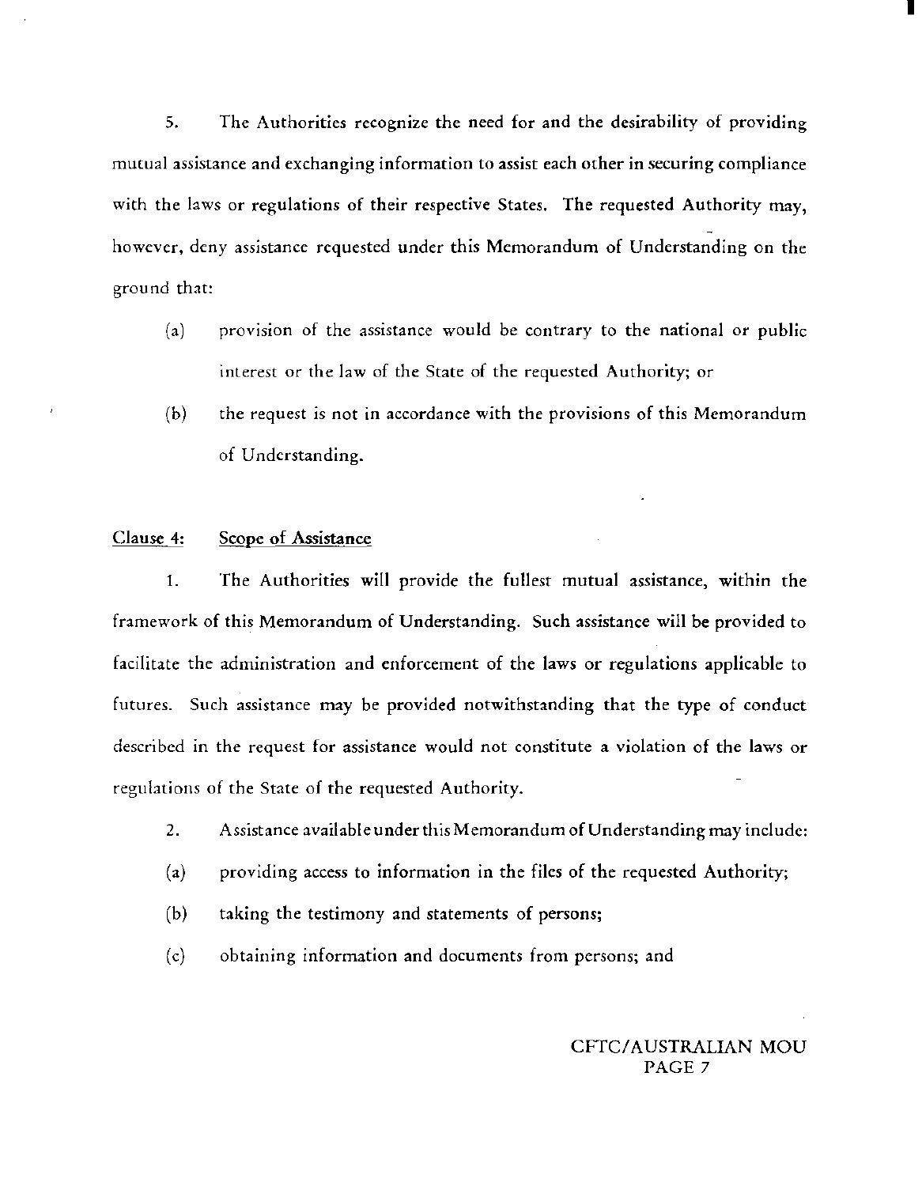5. The Authorities recognize the need for and the desirability of providing mutual assistance and exchanging information to assist each other in securing compliance with the laws or regulations of their respective States. The requested Authority may, however, deny assistance requested under this Memorandum of Understanding on the ground that:

(a) provision of the assistance would be contrary to the national or public interest or the law of the State of the requested Authority; or

(b) the request is not in accordance with the provisions of this Memorandum of Understanding.

<u>Clause 4:</u> <u>Scope of Assistance</u>

1. The Authorities will provide the fullest mutual assistance, within the framework of this Memorandum of Understanding. Such assistance will be provided to facilitate the administration and enforcement of the laws or regulations applicable to futures. Such assistance may be provided notwithstanding that the type of conduct described in the request for assistance would not constitute a violation of the laws or regulations of the State of the requested Authority.

2. Assistance available under this Memorandum of Understanding may include:

(a) providing access to information in the files of the requested Authority;

(b) taking the testimony and statements of persons;

(c) obtaining information and documents from persons; and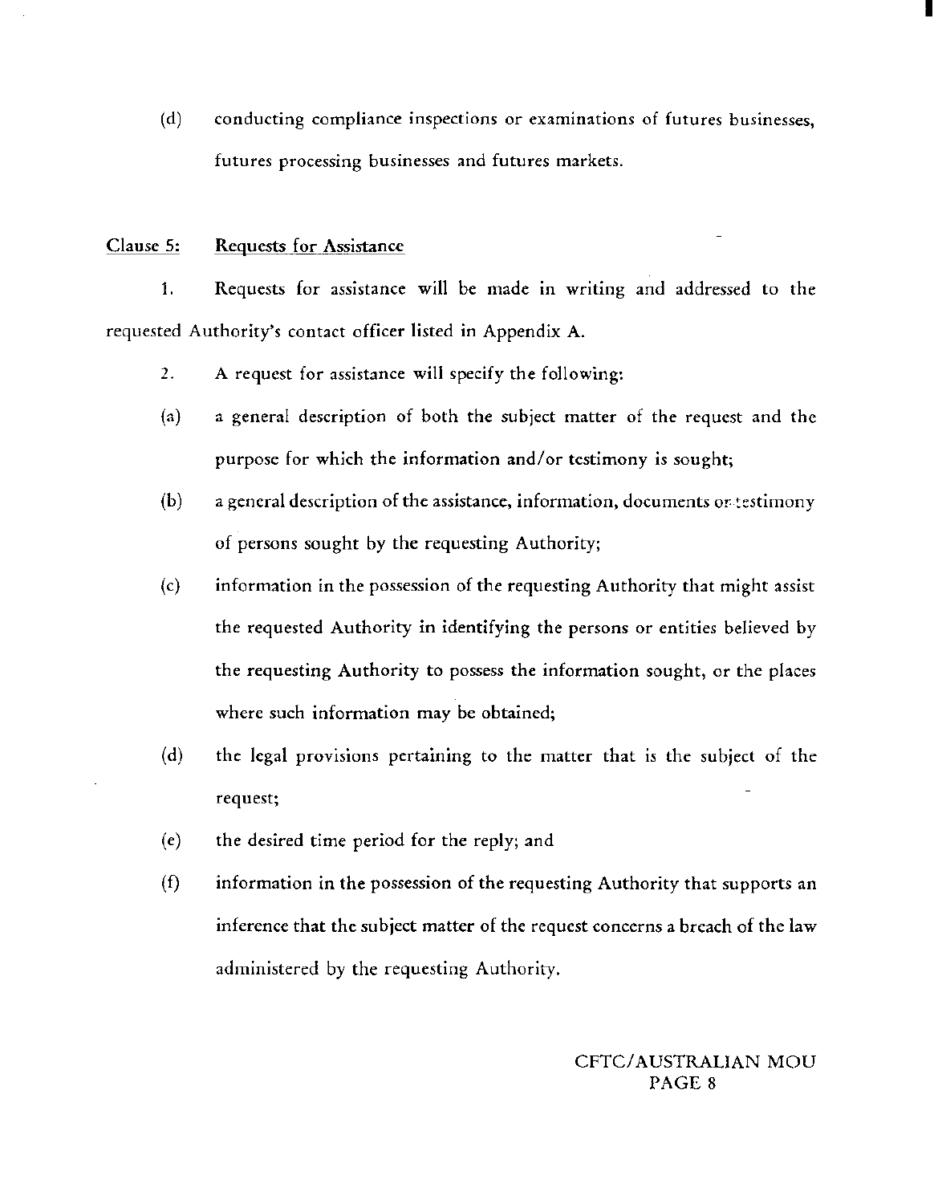(d) conducting compliance inspections or examinations of futures businesses, futures processing businesses and futures markets.

**Clause 5: Requests for Assistance**

1. Requests for assistance will be made in writing and addressed to the requested Authority's contact officer listed in Appendix A.

2. A request for assistance will specify the following:

(a) a general description of both the subject matter of the request and the purpose for which the information and/or testimony is sought;

(b) a general description of the assistance, information, documents or testimony of persons sought by the requesting Authority;

(c) information in the possession of the requesting Authority that might assist the requested Authority in identifying the persons or entities believed by the requesting Authority to possess the information sought, or the places where such information may be obtained;

(d) the legal provisions pertaining to the matter that is the subject of the request;

(e) the desired time period for the reply; and

(f) information in the possession of the requesting Authority that supports an inference that the subject matter of the request concerns a breach of the law administered by the requesting Authority.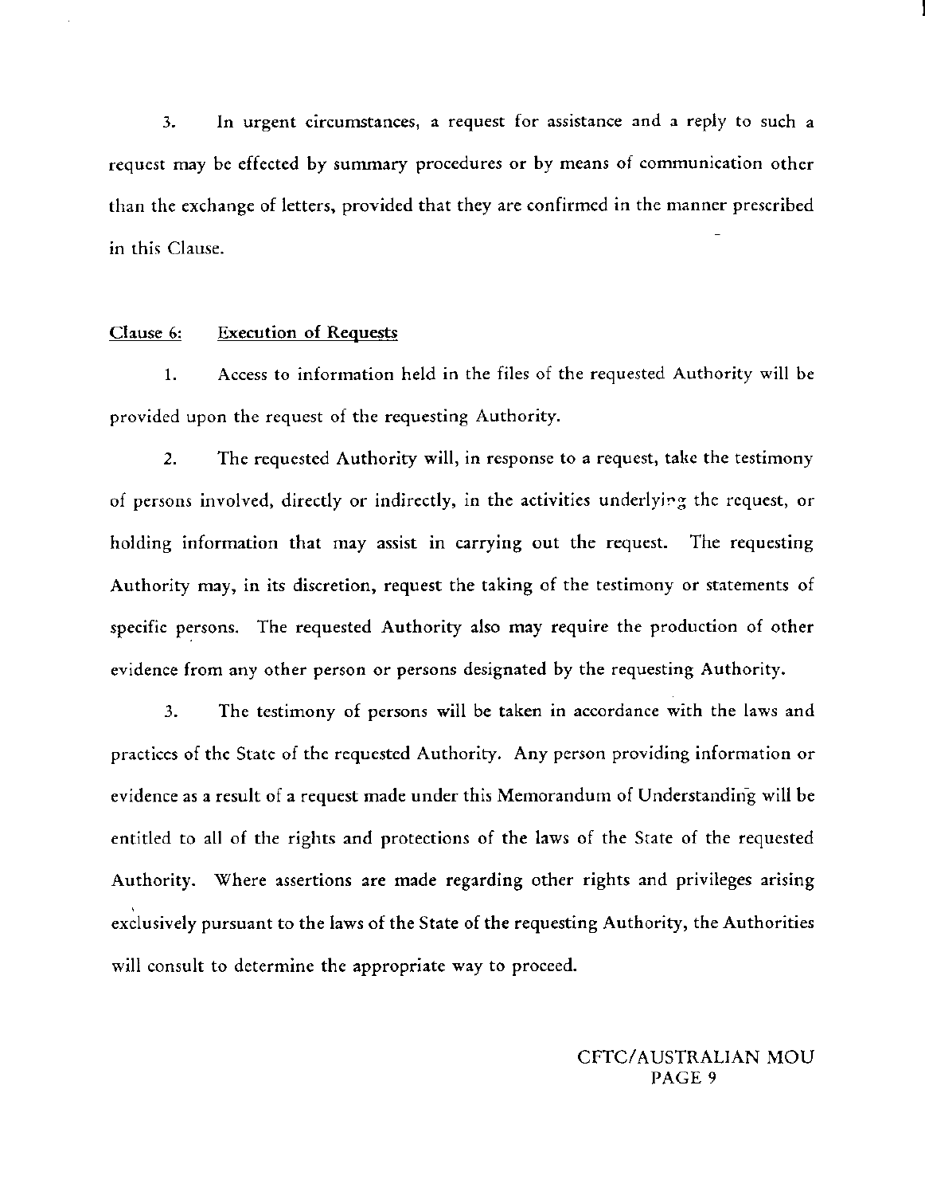3. In urgent circumstances, a request for assistance and a reply to such a request may be effected by summary procedures or by means of communication other than the exchange of letters, provided that they are confirmed in the manner prescribed in this Clause.

Clause 6: Execution of Requests

1. Access to information held in the files of the requested Authority will be provided upon the request of the requesting Authority.

2. The requested Authority will, in response to a request, take the testimony of persons involved, directly or indirectly, in the activities underlying the request, or holding information that may assist in carrying out the request. The requesting Authority may, in its discretion, request the taking of the testimony or statements of specific persons. The requested Authority also may require the production of other evidence from any other person or persons designated by the requesting Authority.

3. The testimony of persons will be taken in accordance with the laws and practices of the State of the requested Authority. Any person providing information or evidence as a result of a request made under this Memorandum of Understanding will be entitled to all of the rights and protections of the laws of the State of the requested Authority. Where assertions are made regarding other rights and privileges arising exclusively pursuant to the laws of the State of the requesting Authority, the Authorities will consult to determine the appropriate way to proceed.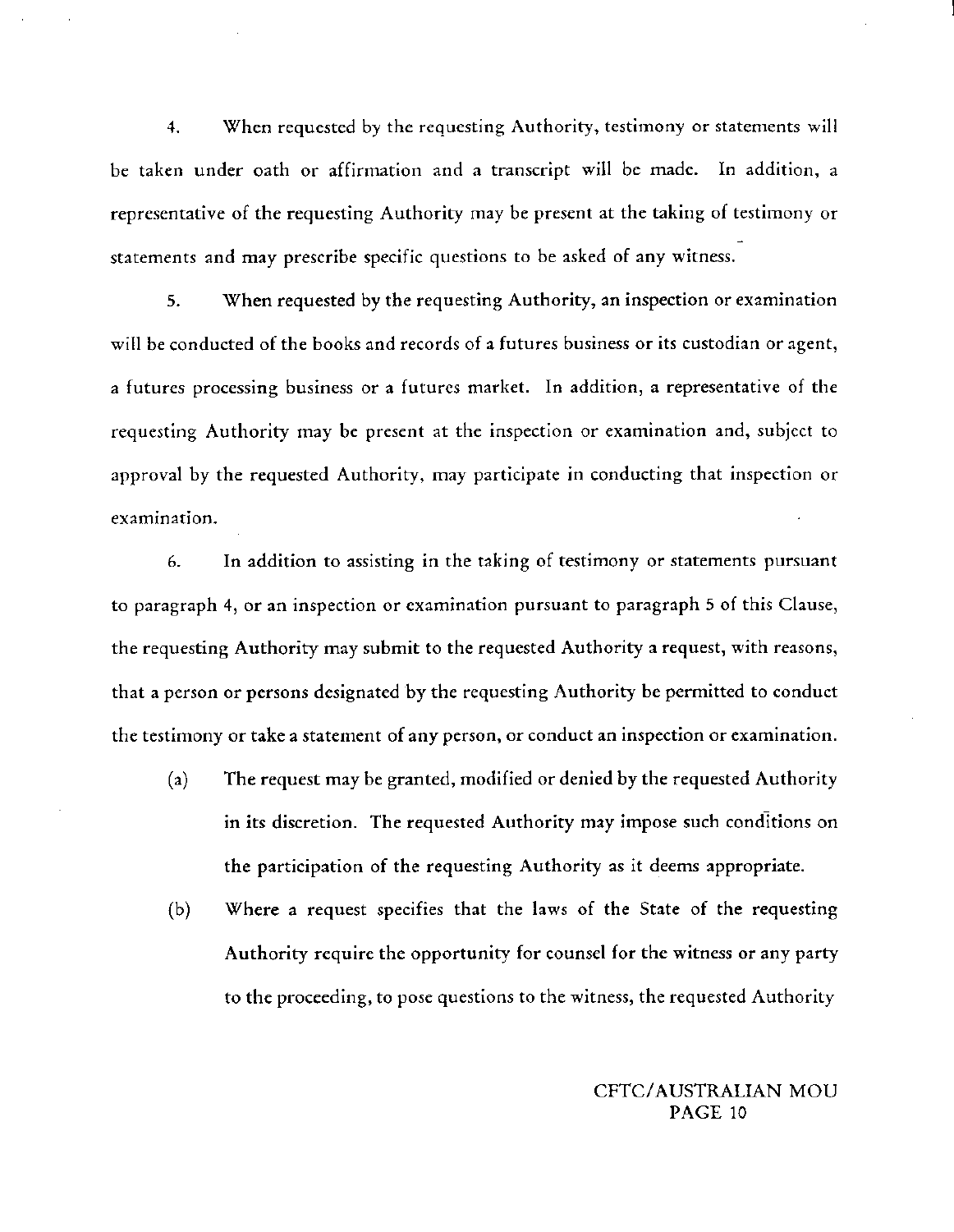4. When requested by the requesting Authority, testimony or statements will be taken under oath or affirmation and a transcript will be made. In addition, a representative of the requesting Authority may be present at the taking of testimony or statements and may prescribe specific questions to be asked of any witness.

5. When requested by the requesting Authority, an inspection or examination will be conducted of the books and records of a futures business or its custodian or agent, a futures processing business or a futures market. In addition, a representative of the requesting Authority may be present at the inspection or examination and, subject to approval by the requested Authority, may participate in conducting that inspection or examination.

6. In addition to assisting in the taking of testimony or statements pursuant to paragraph 4, or an inspection or examination pursuant to paragraph 5 of this Clause, the requesting Authority may submit to the requested Authority a request, with reasons, that a person or persons designated by the requesting Authority be permitted to conduct the testimony or take a statement of any person, or conduct an inspection or examination.

(a) The request may be granted, modified or denied by the requested Authority in its discretion. The requested Authority may impose such conditions on the participation of the requesting Authority as it deems appropriate.

(b) Where a request specifies that the laws of the State of the requesting Authority require the opportunity for counsel for the witness or any party to the proceeding, to pose questions to the witness, the requested Authority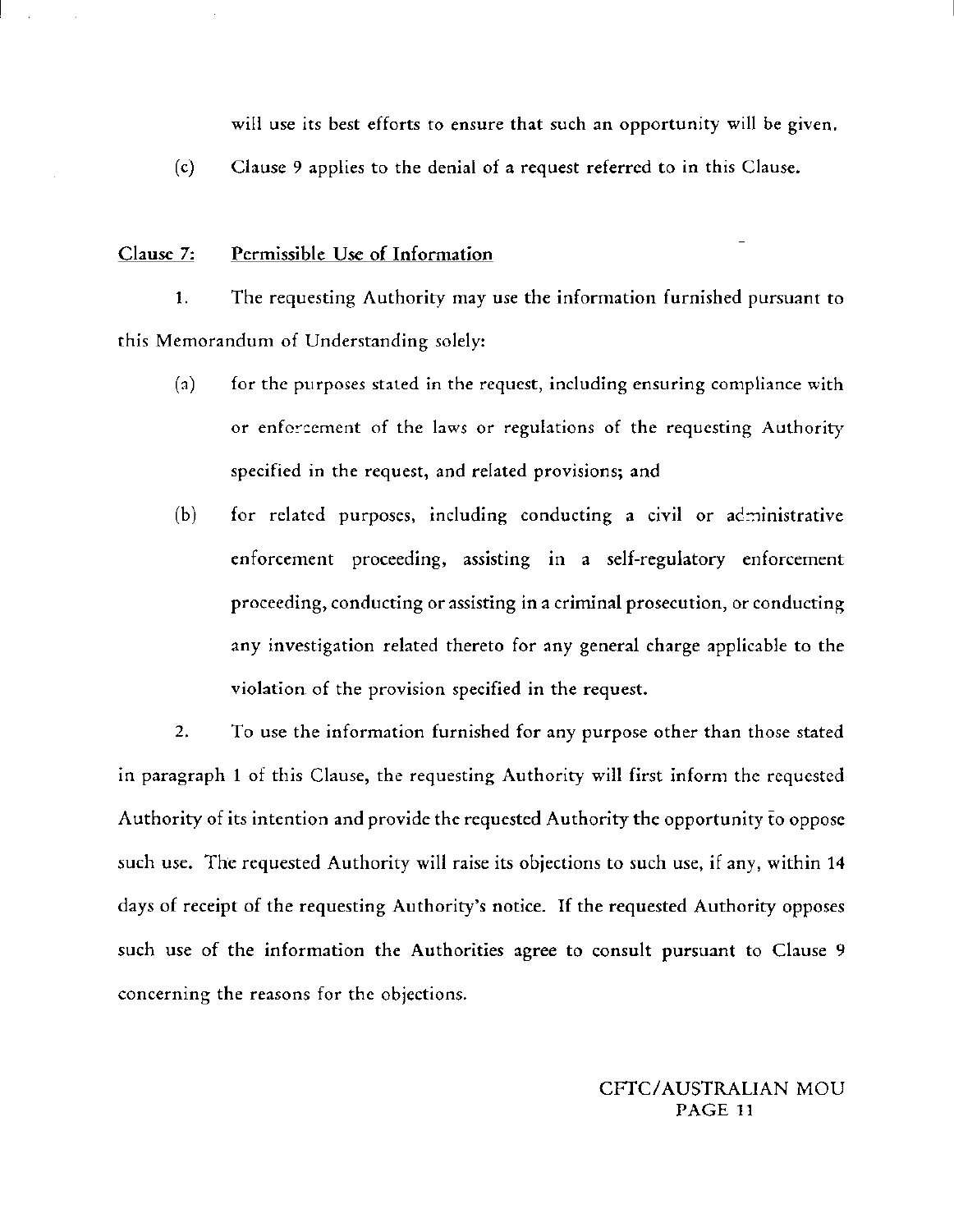will use its best efforts to ensure that such an opportunity will be given.

(c) Clause 9 applies to the denial of a request referred to in this Clause.

## Clause 7: Permissible Use of Information

1. The requesting Authority may use the information furnished pursuant to this Memorandum of Understanding solely:

   (a) for the purposes stated in the request, including ensuring compliance with or enforcement of the laws or regulations of the requesting Authority specified in the request, and related provisions; and

   (b) for related purposes, including conducting a civil or administrative enforcement proceeding, assisting in a self-regulatory enforcement proceeding, conducting or assisting in a criminal prosecution, or conducting any investigation related thereto for any general charge applicable to the violation of the provision specified in the request.

2. To use the information furnished for any purpose other than those stated in paragraph 1 of this Clause, the requesting Authority will first inform the requested Authority of its intention and provide the requested Authority the opportunity to oppose such use. The requested Authority will raise its objections to such use, if any, within 14 days of receipt of the requesting Authority's notice. If the requested Authority opposes such use of the information the Authorities agree to consult pursuant to Clause 9 concerning the reasons for the objections.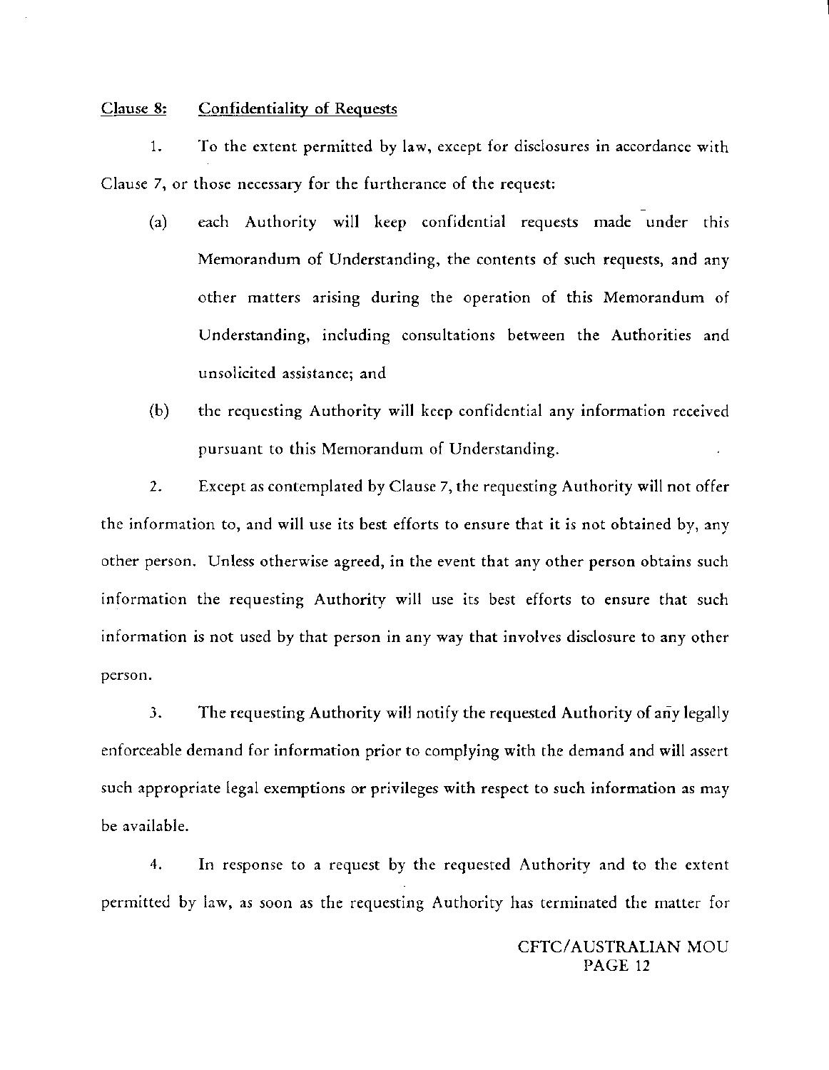Clause 8: Confidentiality of Requests

1. To the extent permitted by law, except for disclosures in accordance with Clause 7, or those necessary for the furtherance of the request:

(a) each Authority will keep confidential requests made under this Memorandum of Understanding, the contents of such requests, and any other matters arising during the operation of this Memorandum of Understanding, including consultations between the Authorities and unsolicited assistance; and

(b) the requesting Authority will keep confidential any information received pursuant to this Memorandum of Understanding.

2. Except as contemplated by Clause 7, the requesting Authority will not offer the information to, and will use its best efforts to ensure that it is not obtained by, any other person. Unless otherwise agreed, in the event that any other person obtains such information the requesting Authority will use its best efforts to ensure that such information is not used by that person in any way that involves disclosure to any other person.

3. The requesting Authority will notify the requested Authority of any legally enforceable demand for information prior to complying with the demand and will assert such appropriate legal exemptions or privileges with respect to such information as may be available.

4. In response to a request by the requested Authority and to the extent permitted by law, as soon as the requesting Authority has terminated the matter for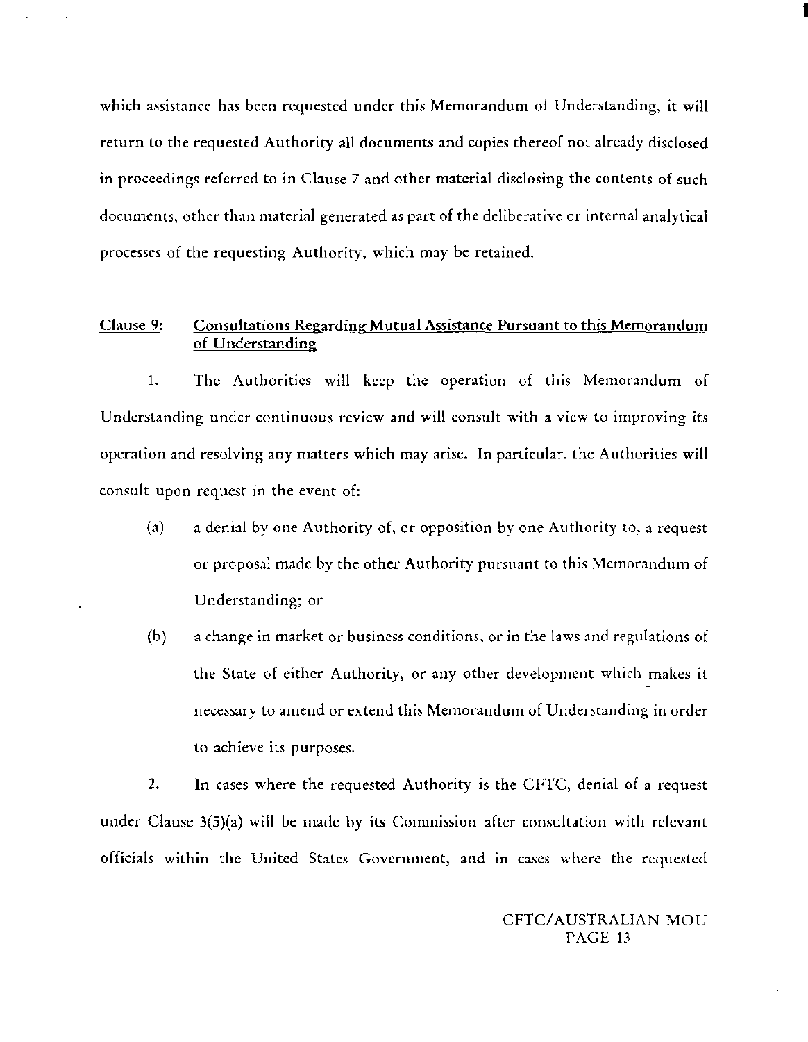which assistance has been requested under this Memorandum of Understanding, it will return to the requested Authority all documents and copies thereof not already disclosed in proceedings referred to in Clause 7 and other material disclosing the contents of such documents, other than material generated as part of the deliberative or internal analytical processes of the requesting Authority, which may be retained.

## Clause 9: Consultations Regarding Mutual Assistance Pursuant to this Memorandum of Understanding

1. The Authorities will keep the operation of this Memorandum of Understanding under continuous review and will consult with a view to improving its operation and resolving any matters which may arise. In particular, the Authorities will consult upon request in the event of:

   (a) a denial by one Authority of, or opposition by one Authority to, a request or proposal made by the other Authority pursuant to this Memorandum of Understanding; or

   (b) a change in market or business conditions, or in the laws and regulations of the State of either Authority, or any other development which makes it necessary to amend or extend this Memorandum of Understanding in order to achieve its purposes.

2. In cases where the requested Authority is the CFTC, denial of a request under Clause 3(5)(a) will be made by its Commission after consultation with relevant officials within the United States Government, and in cases where the requested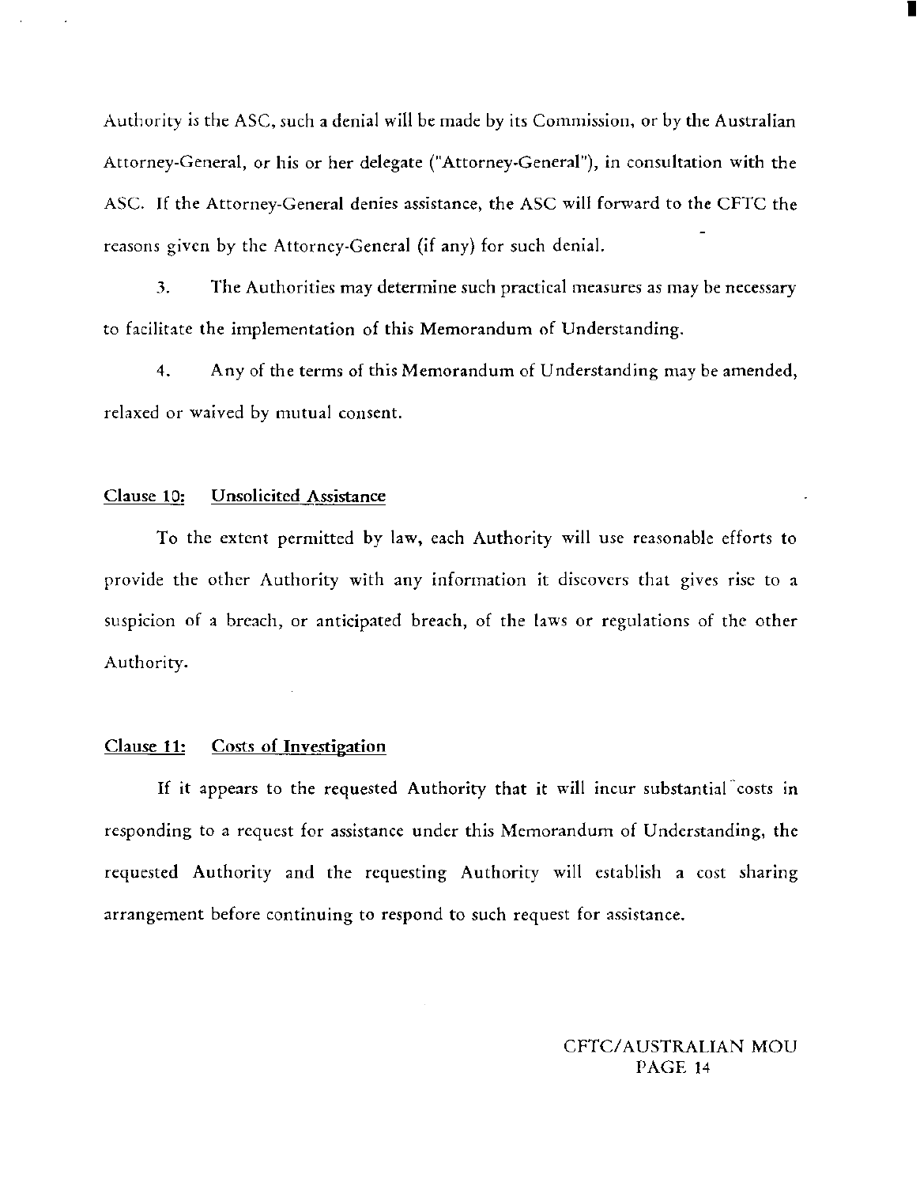Authority is the ASC, such a denial will be made by its Commission, or by the Australian Attorney-General, or his or her delegate ("Attorney-General"), in consultation with the ASC. If the Attorney-General denies assistance, the ASC will forward to the CFTC the reasons given by the Attorney-General (if any) for such denial.

3. The Authorities may determine such practical measures as may be necessary to facilitate the implementation of this Memorandum of Understanding.

4. Any of the terms of this Memorandum of Understanding may be amended, relaxed or waived by mutual consent.

## Clause 10: Unsolicited Assistance

To the extent permitted by law, each Authority will use reasonable efforts to provide the other Authority with any information it discovers that gives rise to a suspicion of a breach, or anticipated breach, of the laws or regulations of the other Authority.

## Clause 11: Costs of Investigation

If it appears to the requested Authority that it will incur substantial costs in responding to a request for assistance under this Memorandum of Understanding, the requested Authority and the requesting Authority will establish a cost sharing arrangement before continuing to respond to such request for assistance.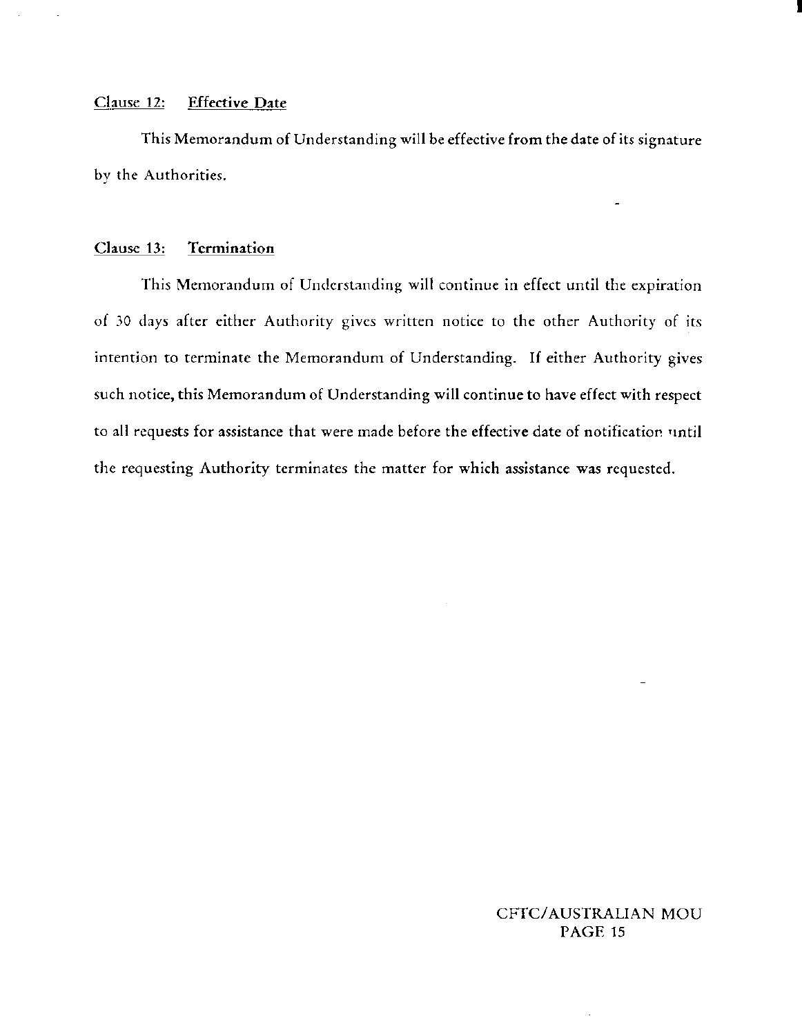Clause 12: Effective Date

This Memorandum of Understanding will be effective from the date of its signature by the Authorities.

Clause 13: Termination

This Memorandum of Understanding will continue in effect until the expiration of 30 days after either Authority gives written notice to the other Authority of its intention to terminate the Memorandum of Understanding. If either Authority gives such notice, this Memorandum of Understanding will continue to have effect with respect to all requests for assistance that were made before the effective date of notification until the requesting Authority terminates the matter for which assistance was requested.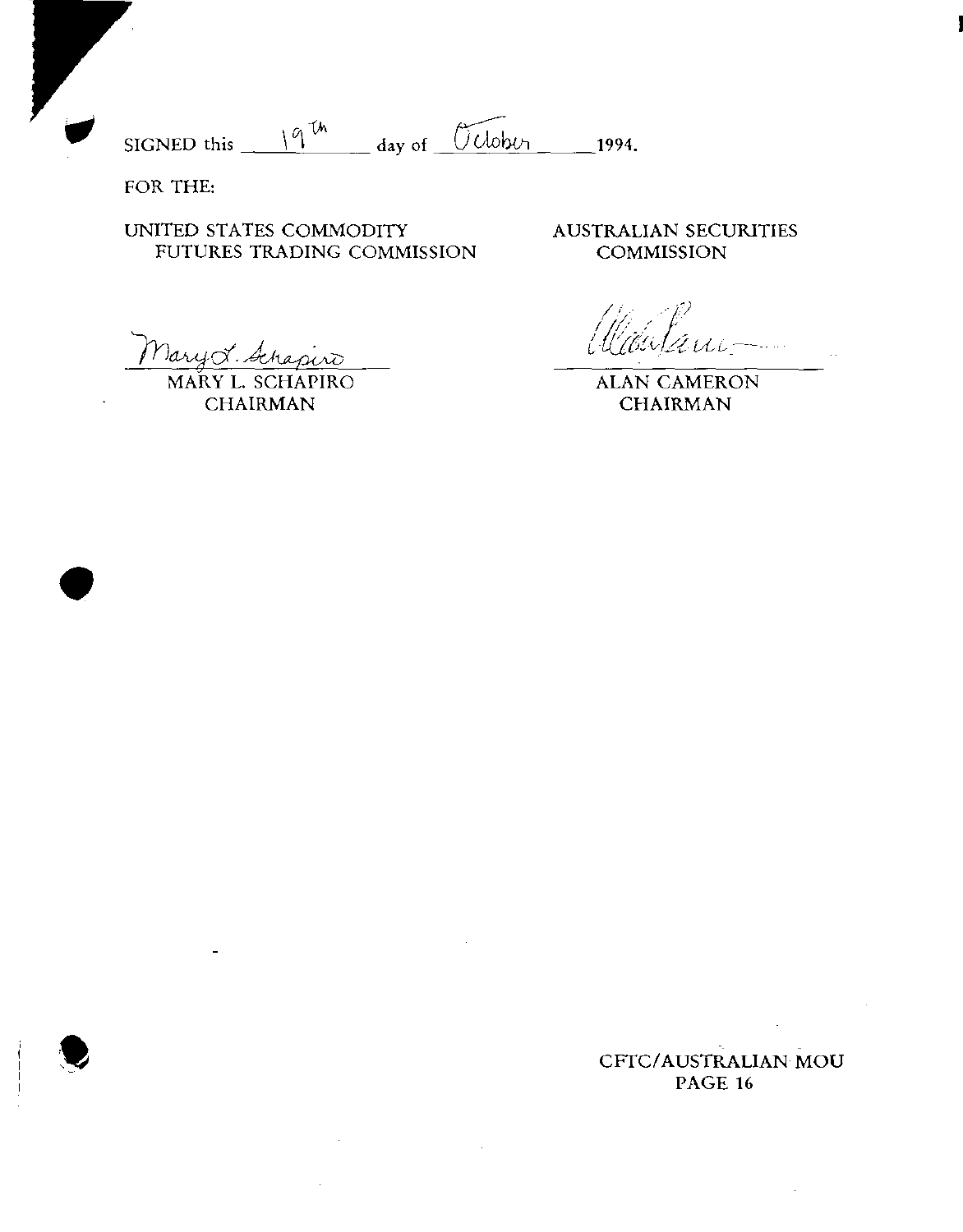SIGNED this 19th day of October 1994.

FOR THE:

UNITED STATES COMMODITY FUTURES TRADING COMMISSION

Mary L. Schapiro

MARY L. SCHAPIRO
CHAIRMAN

AUSTRALIAN SECURITIES COMMISSION

Alan Cameron

ALAN CAMERON
CHAIRMAN

CFTC/AUSTRALIAN MOU